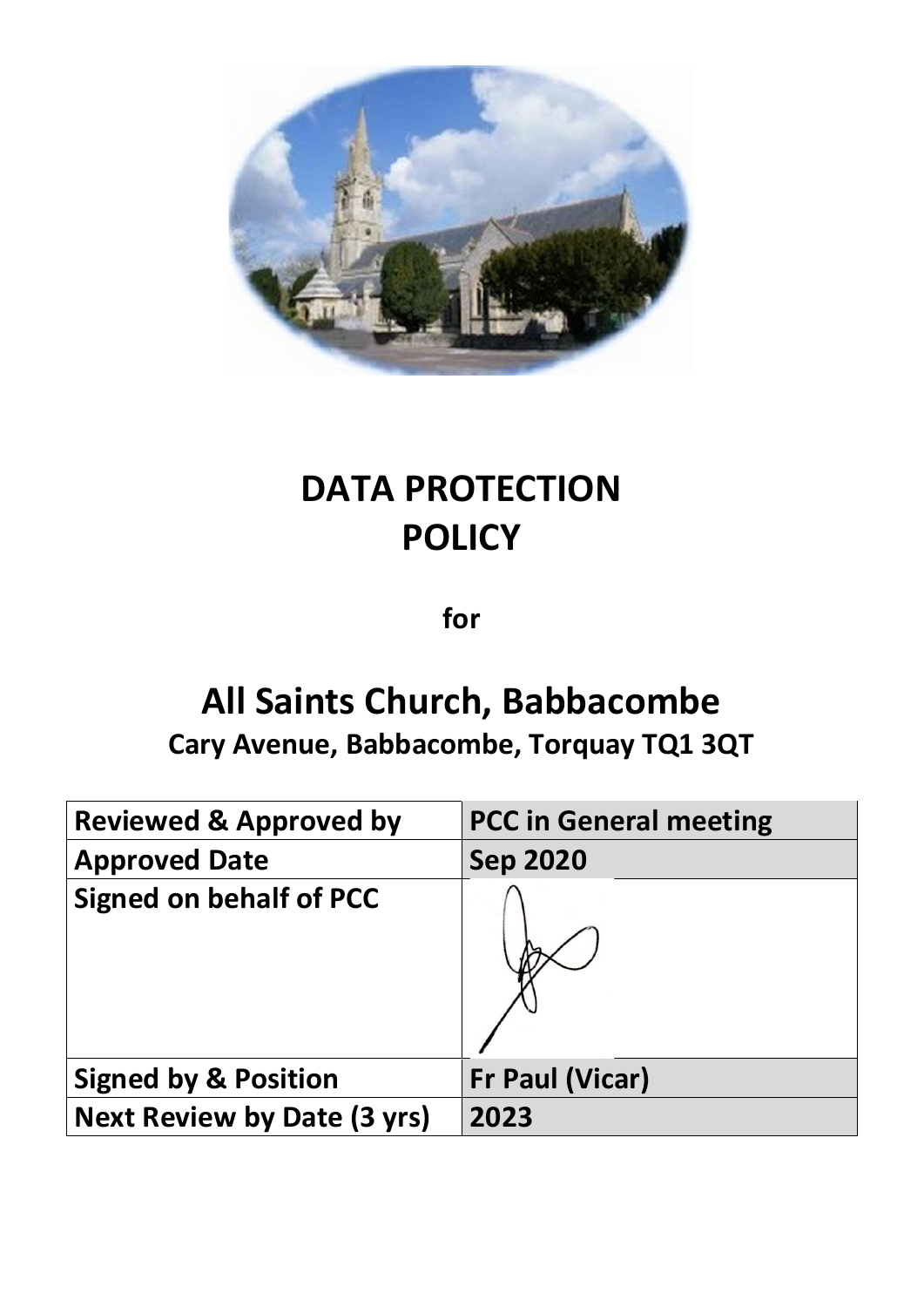# DATA PROTECTION POLICY

**for**

# All Saints Church, Babbacombe

## Cary Avenue, Babbacombe, Torquay TQ1 3QT

| | |
|---|---|
| **Reviewed & Approved by** | **PCC in General meeting** |
| **Approved Date** | **Sep 2020** |
| **Signed on behalf of PCC** | |
| **Signed by & Position** | **Fr Paul (Vicar)** |
| **Next Review by Date (3 yrs)** | **2023** |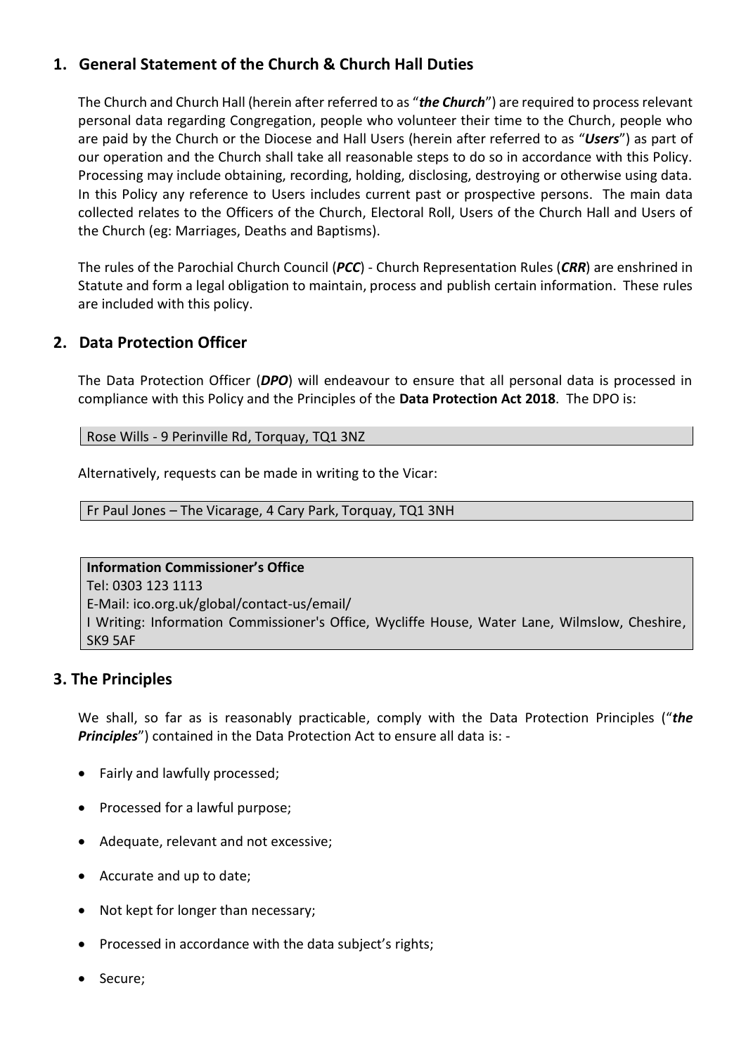## 1. General Statement of the Church & Church Hall Duties

The Church and Church Hall (herein after referred to as "***the Church***") are required to process relevant personal data regarding Congregation, people who volunteer their time to the Church, people who are paid by the Church or the Diocese and Hall Users (herein after referred to as "***Users***") as part of our operation and the Church shall take all reasonable steps to do so in accordance with this Policy. Processing may include obtaining, recording, holding, disclosing, destroying or otherwise using data. In this Policy any reference to Users includes current past or prospective persons. The main data collected relates to the Officers of the Church, Electoral Roll, Users of the Church Hall and Users of the Church (eg: Marriages, Deaths and Baptisms).

The rules of the Parochial Church Council (***PCC***) - Church Representation Rules (***CRR***) are enshrined in Statute and form a legal obligation to maintain, process and publish certain information. These rules are included with this policy.

## 2. Data Protection Officer

The Data Protection Officer (***DPO***) will endeavour to ensure that all personal data is processed in compliance with this Policy and the Principles of the **Data Protection Act 2018**. The DPO is:

Rose Wills - 9 Perinville Rd, Torquay, TQ1 3NZ

Alternatively, requests can be made in writing to the Vicar:

Fr Paul Jones – The Vicarage, 4 Cary Park, Torquay, TQ1 3NH

**Information Commissioner's Office**
Tel: 0303 123 1113
E-Mail: ico.org.uk/global/contact-us/email/
I Writing: Information Commissioner's Office, Wycliffe House, Water Lane, Wilmslow, Cheshire, SK9 5AF

## 3. The Principles

We shall, so far as is reasonably practicable, comply with the Data Protection Principles ("***the Principles***") contained in the Data Protection Act to ensure all data is: -

- Fairly and lawfully processed;
- Processed for a lawful purpose;
- Adequate, relevant and not excessive;
- Accurate and up to date;
- Not kept for longer than necessary;
- Processed in accordance with the data subject's rights;
- Secure;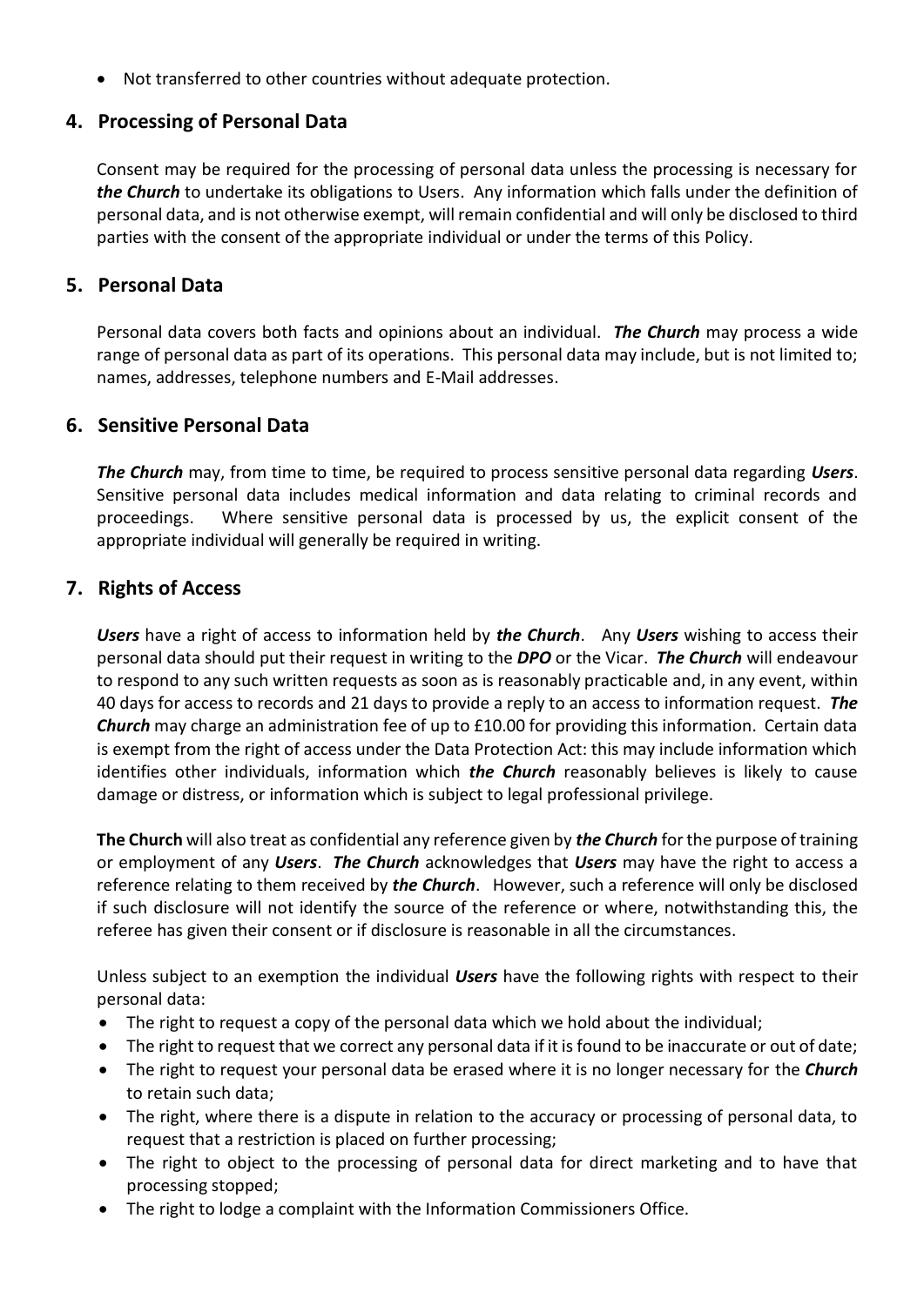- Not transferred to other countries without adequate protection.

## 4. Processing of Personal Data

Consent may be required for the processing of personal data unless the processing is necessary for ***the Church*** to undertake its obligations to Users. Any information which falls under the definition of personal data, and is not otherwise exempt, will remain confidential and will only be disclosed to third parties with the consent of the appropriate individual or under the terms of this Policy.

## 5. Personal Data

Personal data covers both facts and opinions about an individual. ***The Church*** may process a wide range of personal data as part of its operations. This personal data may include, but is not limited to; names, addresses, telephone numbers and E-Mail addresses.

## 6. Sensitive Personal Data

***The Church*** may, from time to time, be required to process sensitive personal data regarding ***Users***. Sensitive personal data includes medical information and data relating to criminal records and proceedings. Where sensitive personal data is processed by us, the explicit consent of the appropriate individual will generally be required in writing.

## 7. Rights of Access

***Users*** have a right of access to information held by ***the Church***. Any ***Users*** wishing to access their personal data should put their request in writing to the ***DPO*** or the Vicar. ***The Church*** will endeavour to respond to any such written requests as soon as is reasonably practicable and, in any event, within 40 days for access to records and 21 days to provide a reply to an access to information request. ***The Church*** may charge an administration fee of up to £10.00 for providing this information. Certain data is exempt from the right of access under the Data Protection Act: this may include information which identifies other individuals, information which ***the Church*** reasonably believes is likely to cause damage or distress, or information which is subject to legal professional privilege.

**The Church** will also treat as confidential any reference given by ***the Church*** for the purpose of training or employment of any ***Users***. ***The Church*** acknowledges that ***Users*** may have the right to access a reference relating to them received by ***the Church***. However, such a reference will only be disclosed if such disclosure will not identify the source of the reference or where, notwithstanding this, the referee has given their consent or if disclosure is reasonable in all the circumstances.

Unless subject to an exemption the individual ***Users*** have the following rights with respect to their personal data:

- The right to request a copy of the personal data which we hold about the individual;
- The right to request that we correct any personal data if it is found to be inaccurate or out of date;
- The right to request your personal data be erased where it is no longer necessary for the ***Church*** to retain such data;
- The right, where there is a dispute in relation to the accuracy or processing of personal data, to request that a restriction is placed on further processing;
- The right to object to the processing of personal data for direct marketing and to have that processing stopped;
- The right to lodge a complaint with the Information Commissioners Office.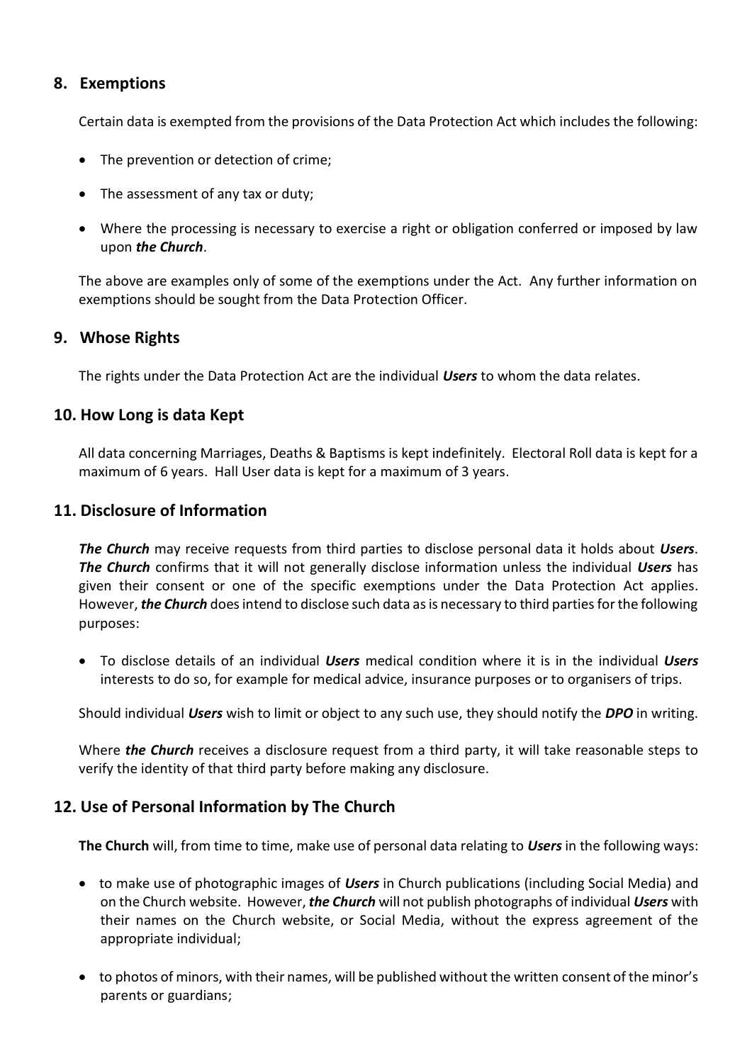## 8. Exemptions

Certain data is exempted from the provisions of the Data Protection Act which includes the following:

- The prevention or detection of crime;
- The assessment of any tax or duty;
- Where the processing is necessary to exercise a right or obligation conferred or imposed by law upon ***the Church***.

The above are examples only of some of the exemptions under the Act. Any further information on exemptions should be sought from the Data Protection Officer.

## 9. Whose Rights

The rights under the Data Protection Act are the individual ***Users*** to whom the data relates.

## 10. How Long is data Kept

All data concerning Marriages, Deaths & Baptisms is kept indefinitely. Electoral Roll data is kept for a maximum of 6 years. Hall User data is kept for a maximum of 3 years.

## 11. Disclosure of Information

***The Church*** may receive requests from third parties to disclose personal data it holds about ***Users***. ***The Church*** confirms that it will not generally disclose information unless the individual ***Users*** has given their consent or one of the specific exemptions under the Data Protection Act applies. However, ***the Church*** does intend to disclose such data as is necessary to third parties for the following purposes:

- To disclose details of an individual ***Users*** medical condition where it is in the individual ***Users*** interests to do so, for example for medical advice, insurance purposes or to organisers of trips.

Should individual ***Users*** wish to limit or object to any such use, they should notify the ***DPO*** in writing.

Where ***the Church*** receives a disclosure request from a third party, it will take reasonable steps to verify the identity of that third party before making any disclosure.

## 12. Use of Personal Information by The Church

**The Church** will, from time to time, make use of personal data relating to ***Users*** in the following ways:

- to make use of photographic images of ***Users*** in Church publications (including Social Media) and on the Church website. However, ***the Church*** will not publish photographs of individual ***Users*** with their names on the Church website, or Social Media, without the express agreement of the appropriate individual;
- to photos of minors, with their names, will be published without the written consent of the minor's parents or guardians;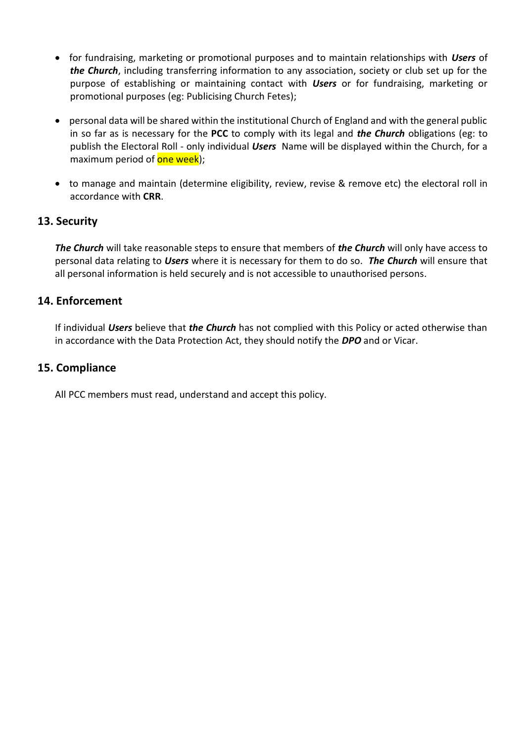- for fundraising, marketing or promotional purposes and to maintain relationships with ***Users*** of ***the Church***, including transferring information to any association, society or club set up for the purpose of establishing or maintaining contact with ***Users*** or for fundraising, marketing or promotional purposes (eg: Publicising Church Fetes);

- personal data will be shared within the institutional Church of England and with the general public in so far as is necessary for the **PCC** to comply with its legal and ***the Church*** obligations (eg: to publish the Electoral Roll - only individual ***Users*** Name will be displayed within the Church, for a maximum period of one week);

- to manage and maintain (determine eligibility, review, revise & remove etc) the electoral roll in accordance with **CRR**.

## 13. Security

***The Church*** will take reasonable steps to ensure that members of ***the Church*** will only have access to personal data relating to ***Users*** where it is necessary for them to do so. ***The Church*** will ensure that all personal information is held securely and is not accessible to unauthorised persons.

## 14. Enforcement

If individual ***Users*** believe that ***the Church*** has not complied with this Policy or acted otherwise than in accordance with the Data Protection Act, they should notify the ***DPO*** and or Vicar.

## 15. Compliance

All PCC members must read, understand and accept this policy.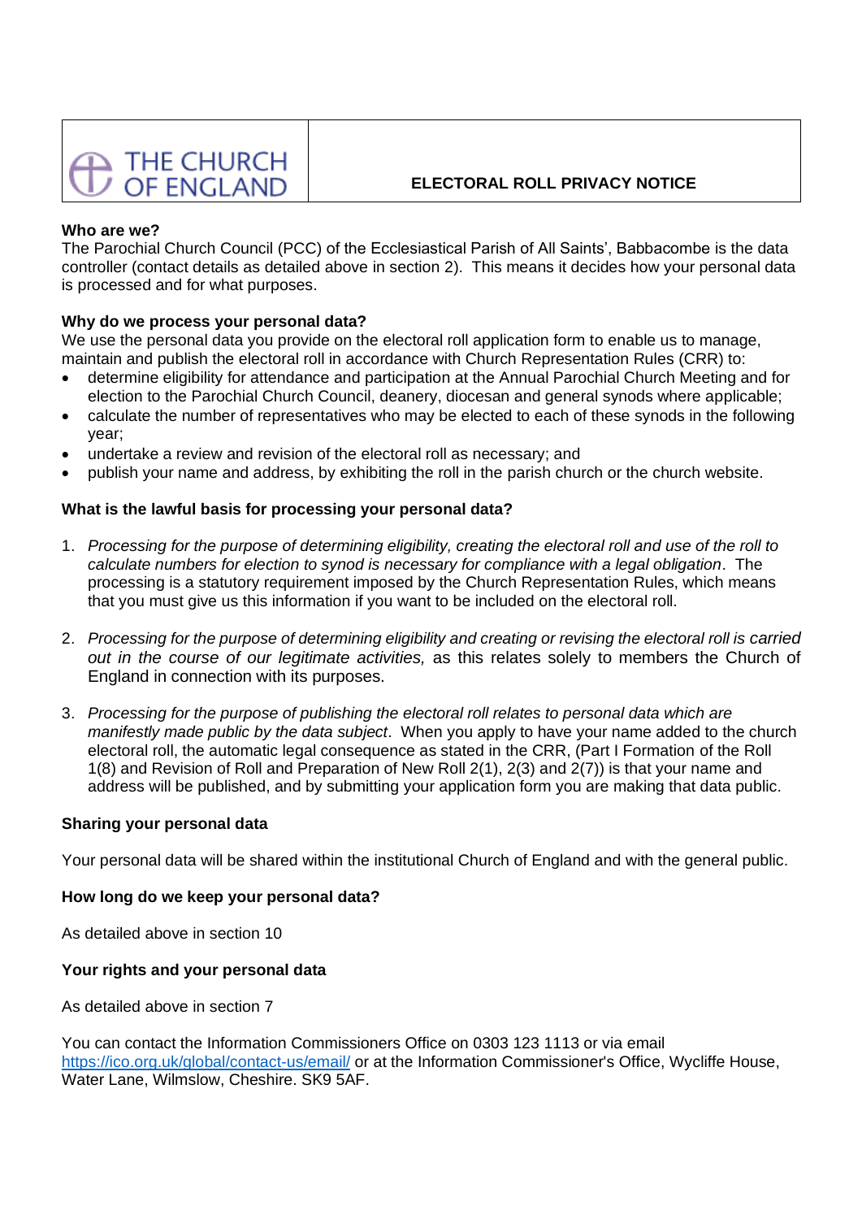| THE CHURCH OF ENGLAND | **ELECTORAL ROLL PRIVACY NOTICE** |
| --- | --- |

**Who are we?**
The Parochial Church Council (PCC) of the Ecclesiastical Parish of All Saints', Babbacombe is the data controller (contact details as detailed above in section 2). This means it decides how your personal data is processed and for what purposes.

**Why do we process your personal data?**
We use the personal data you provide on the electoral roll application form to enable us to manage, maintain and publish the electoral roll in accordance with Church Representation Rules (CRR) to:

- determine eligibility for attendance and participation at the Annual Parochial Church Meeting and for election to the Parochial Church Council, deanery, diocesan and general synods where applicable;
- calculate the number of representatives who may be elected to each of these synods in the following year;
- undertake a review and revision of the electoral roll as necessary; and
- publish your name and address, by exhibiting the roll in the parish church or the church website.

**What is the lawful basis for processing your personal data?**

1. *Processing for the purpose of determining eligibility, creating the electoral roll and use of the roll to calculate numbers for election to synod is necessary for compliance with a legal obligation*. The processing is a statutory requirement imposed by the Church Representation Rules, which means that you must give us this information if you want to be included on the electoral roll.

2. *Processing for the purpose of determining eligibility and creating or revising the electoral roll is carried out in the course of our legitimate activities,* as this relates solely to members the Church of England in connection with its purposes.

3. *Processing for the purpose of publishing the electoral roll relates to personal data which are manifestly made public by the data subject*. When you apply to have your name added to the church electoral roll, the automatic legal consequence as stated in the CRR, (Part I Formation of the Roll 1(8) and Revision of Roll and Preparation of New Roll 2(1), 2(3) and 2(7)) is that your name and address will be published, and by submitting your application form you are making that data public.

**Sharing your personal data**

Your personal data will be shared within the institutional Church of England and with the general public.

**How long do we keep your personal data?**

As detailed above in section 10

**Your rights and your personal data**

As detailed above in section 7

You can contact the Information Commissioners Office on 0303 123 1113 or via email https://ico.org.uk/global/contact-us/email/ or at the Information Commissioner's Office, Wycliffe House, Water Lane, Wilmslow, Cheshire. SK9 5AF.